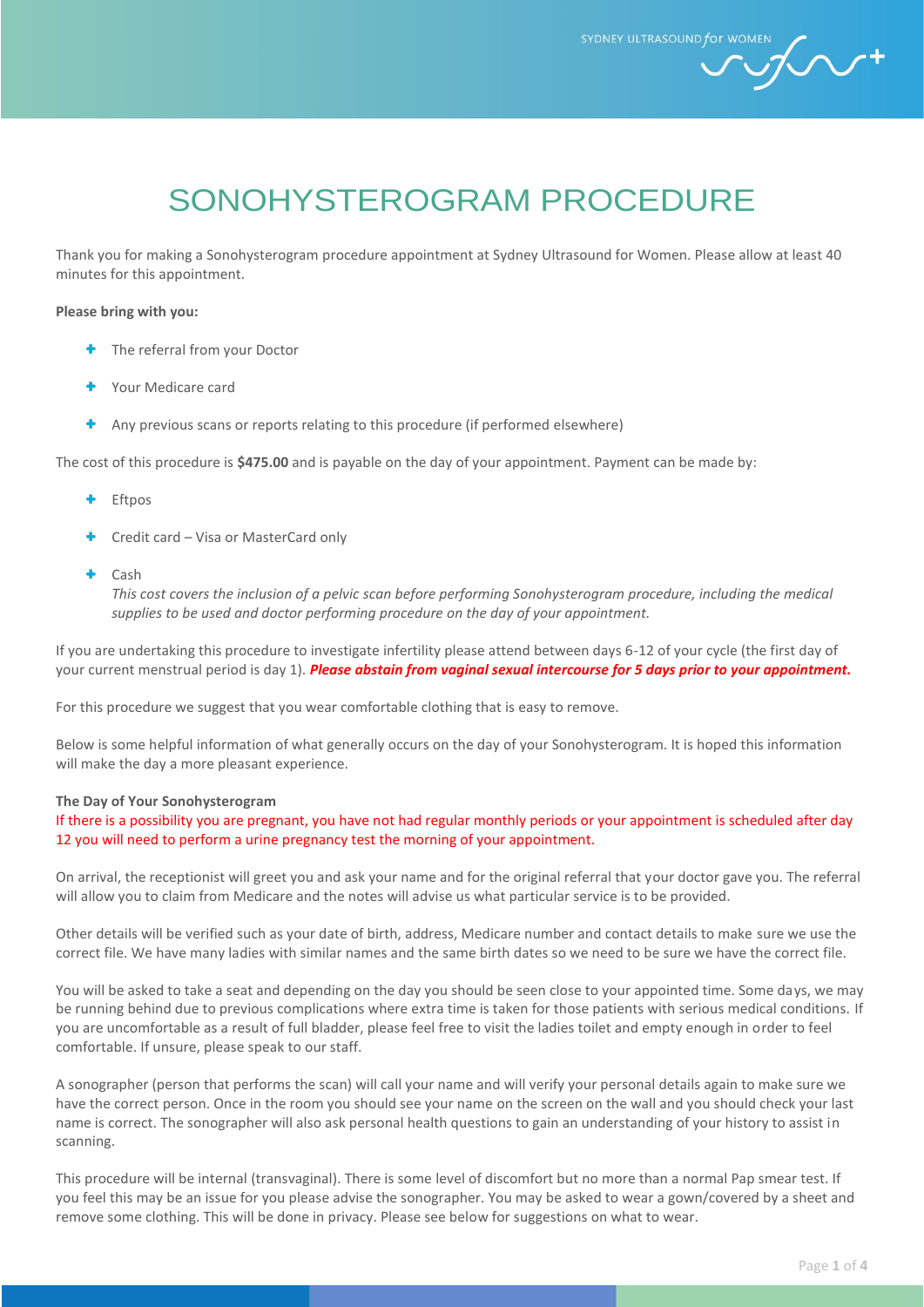# SONOHYSTEROGRAM PROCEDURE

Thank you for making a Sonohysterogram procedure appointment at Sydney Ultrasound for Women. Please allow at least 40 minutes for this appointment.

**Please bring with you:**

- The referral from your Doctor
- Your Medicare card
- Any previous scans or reports relating to this procedure (if performed elsewhere)

The cost of this procedure is **$475.00** and is payable on the day of your appointment. Payment can be made by:

- Eftpos
- Credit card – Visa or MasterCard only
- Cash
  *This cost covers the inclusion of a pelvic scan before performing Sonohysterogram procedure, including the medical supplies to be used and doctor performing procedure on the day of your appointment.*

If you are undertaking this procedure to investigate infertility please attend between days 6-12 of your cycle (the first day of your current menstrual period is day 1). ***Please abstain from vaginal sexual intercourse for 5 days prior to your appointment.***

For this procedure we suggest that you wear comfortable clothing that is easy to remove.

Below is some helpful information of what generally occurs on the day of your Sonohysterogram. It is hoped this information will make the day a more pleasant experience.

**The Day of Your Sonohysterogram**

If there is a possibility you are pregnant, you have not had regular monthly periods or your appointment is scheduled after day 12 you will need to perform a urine pregnancy test the morning of your appointment.

On arrival, the receptionist will greet you and ask your name and for the original referral that your doctor gave you. The referral will allow you to claim from Medicare and the notes will advise us what particular service is to be provided.

Other details will be verified such as your date of birth, address, Medicare number and contact details to make sure we use the correct file. We have many ladies with similar names and the same birth dates so we need to be sure we have the correct file.

You will be asked to take a seat and depending on the day you should be seen close to your appointed time. Some days, we may be running behind due to previous complications where extra time is taken for those patients with serious medical conditions. If you are uncomfortable as a result of full bladder, please feel free to visit the ladies toilet and empty enough in order to feel comfortable. If unsure, please speak to our staff.

A sonographer (person that performs the scan) will call your name and will verify your personal details again to make sure we have the correct person. Once in the room you should see your name on the screen on the wall and you should check your last name is correct. The sonographer will also ask personal health questions to gain an understanding of your history to assist in scanning.

This procedure will be internal (transvaginal). There is some level of discomfort but no more than a normal Pap smear test. If you feel this may be an issue for you please advise the sonographer. You may be asked to wear a gown/covered by a sheet and remove some clothing. This will be done in privacy. Please see below for suggestions on what to wear.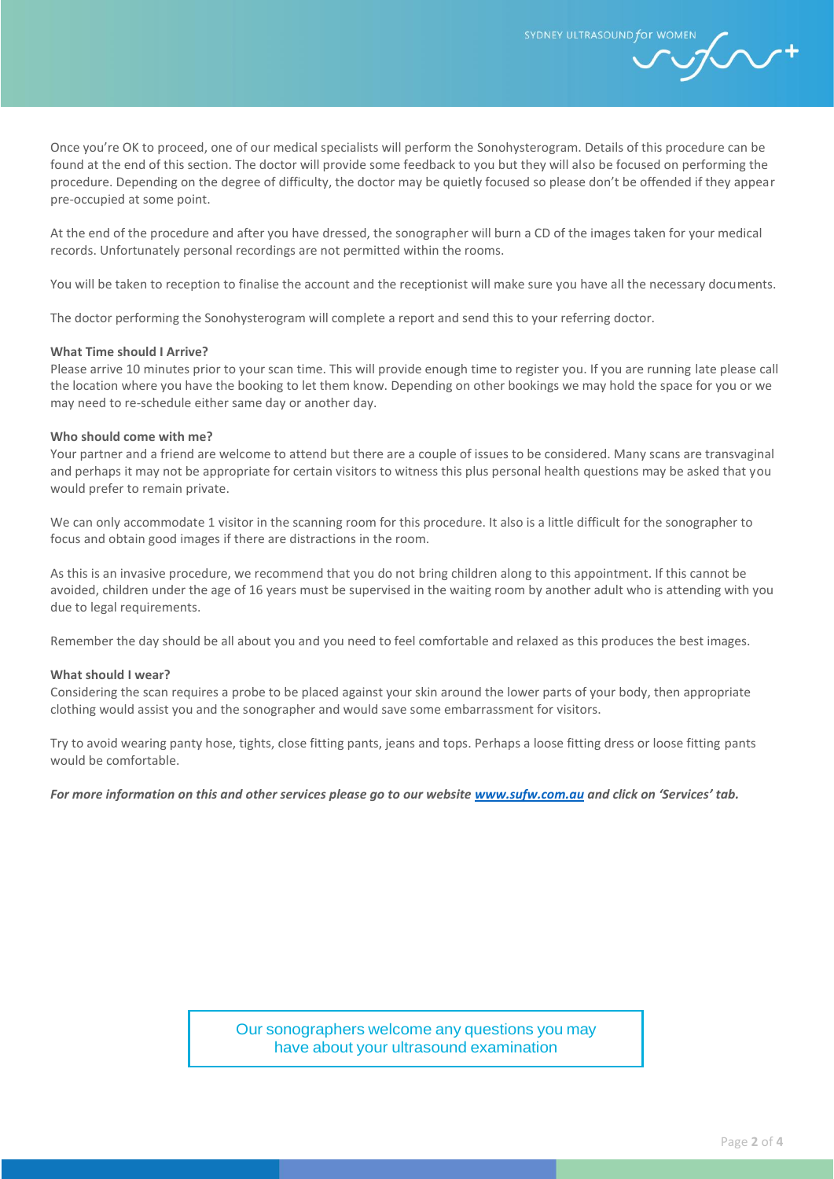Once you're OK to proceed, one of our medical specialists will perform the Sonohysterogram. Details of this procedure can be found at the end of this section. The doctor will provide some feedback to you but they will also be focused on performing the procedure. Depending on the degree of difficulty, the doctor may be quietly focused so please don't be offended if they appear pre-occupied at some point.

At the end of the procedure and after you have dressed, the sonographer will burn a CD of the images taken for your medical records. Unfortunately personal recordings are not permitted within the rooms.

You will be taken to reception to finalise the account and the receptionist will make sure you have all the necessary documents.

The doctor performing the Sonohysterogram will complete a report and send this to your referring doctor.

**What Time should I Arrive?**

Please arrive 10 minutes prior to your scan time. This will provide enough time to register you. If you are running late please call the location where you have the booking to let them know. Depending on other bookings we may hold the space for you or we may need to re-schedule either same day or another day.

**Who should come with me?**

Your partner and a friend are welcome to attend but there are a couple of issues to be considered. Many scans are transvaginal and perhaps it may not be appropriate for certain visitors to witness this plus personal health questions may be asked that you would prefer to remain private.

We can only accommodate 1 visitor in the scanning room for this procedure. It also is a little difficult for the sonographer to focus and obtain good images if there are distractions in the room.

As this is an invasive procedure, we recommend that you do not bring children along to this appointment. If this cannot be avoided, children under the age of 16 years must be supervised in the waiting room by another adult who is attending with you due to legal requirements.

Remember the day should be all about you and you need to feel comfortable and relaxed as this produces the best images.

**What should I wear?**

Considering the scan requires a probe to be placed against your skin around the lower parts of your body, then appropriate clothing would assist you and the sonographer and would save some embarrassment for visitors.

Try to avoid wearing panty hose, tights, close fitting pants, jeans and tops. Perhaps a loose fitting dress or loose fitting pants would be comfortable.

***For more information on this and other services please go to our website [www.sufw.com.au](http://www.sufw.com.au) and click on 'Services' tab.***

Our sonographers welcome any questions you may have about your ultrasound examination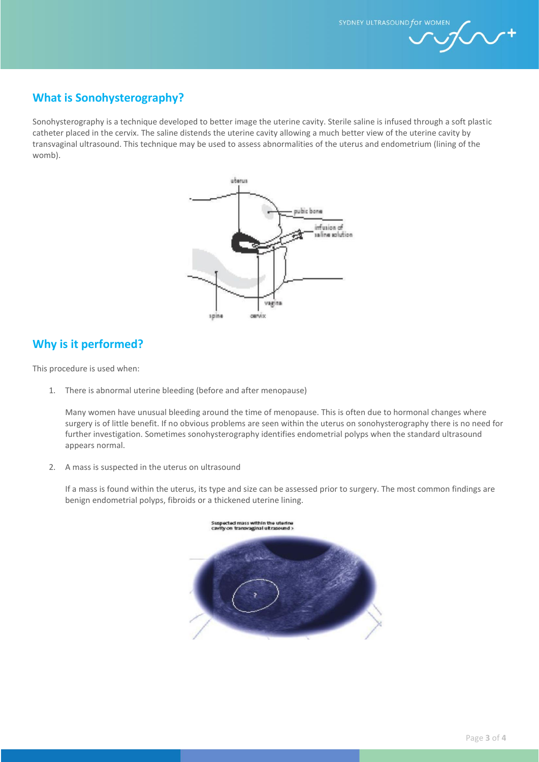## What is Sonohysterography?

Sonohysterography is a technique developed to better image the uterine cavity. Sterile saline is infused through a soft plastic catheter placed in the cervix. The saline distends the uterine cavity allowing a much better view of the uterine cavity by transvaginal ultrasound. This technique may be used to assess abnormalities of the uterus and endometrium (lining of the womb).

## Why is it performed?

This procedure is used when:

1. There is abnormal uterine bleeding (before and after menopause)

   Many women have unusual bleeding around the time of menopause. This is often due to hormonal changes where surgery is of little benefit. If no obvious problems are seen within the uterus on sonohysterography there is no need for further investigation. Sometimes sonohysterography identifies endometrial polyps when the standard ultrasound appears normal.

2. A mass is suspected in the uterus on ultrasound

   If a mass is found within the uterus, its type and size can be assessed prior to surgery. The most common findings are benign endometrial polyps, fibroids or a thickened uterine lining.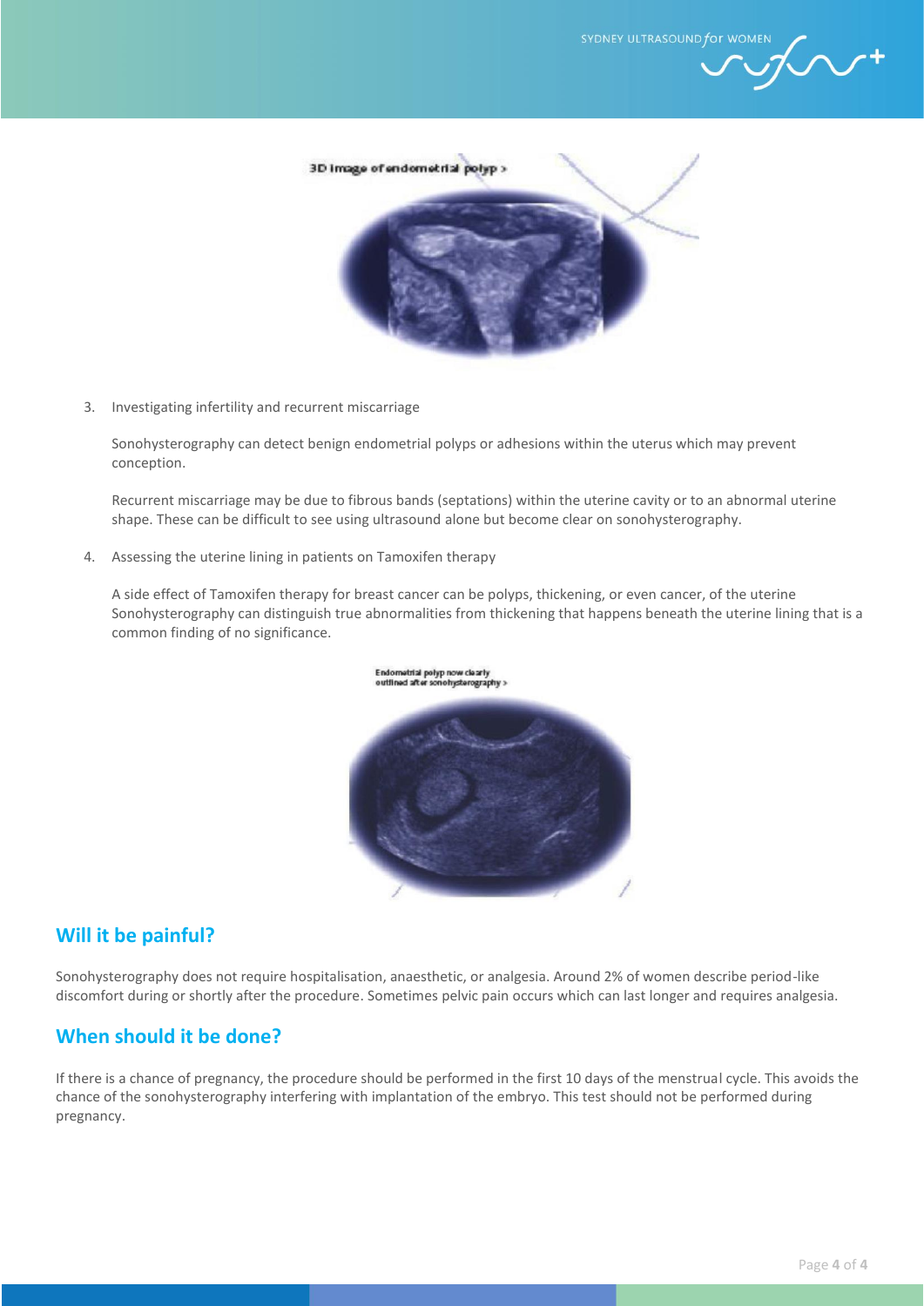3D image of endometrial polyp >

3. Investigating infertility and recurrent miscarriage

   Sonohysterography can detect benign endometrial polyps or adhesions within the uterus which may prevent conception.

   Recurrent miscarriage may be due to fibrous bands (septations) within the uterine cavity or to an abnormal uterine shape. These can be difficult to see using ultrasound alone but become clear on sonohysterography.

4. Assessing the uterine lining in patients on Tamoxifen therapy

   A side effect of Tamoxifen therapy for breast cancer can be polyps, thickening, or even cancer, of the uterine Sonohysterography can distinguish true abnormalities from thickening that happens beneath the uterine lining that is a common finding of no significance.

Endometrial polyp now clearly outlined after sonohysterography >

## Will it be painful?

Sonohysterography does not require hospitalisation, anaesthetic, or analgesia. Around 2% of women describe period-like discomfort during or shortly after the procedure. Sometimes pelvic pain occurs which can last longer and requires analgesia.

## When should it be done?

If there is a chance of pregnancy, the procedure should be performed in the first 10 days of the menstrual cycle. This avoids the chance of the sonohysterography interfering with implantation of the embryo. This test should not be performed during pregnancy.